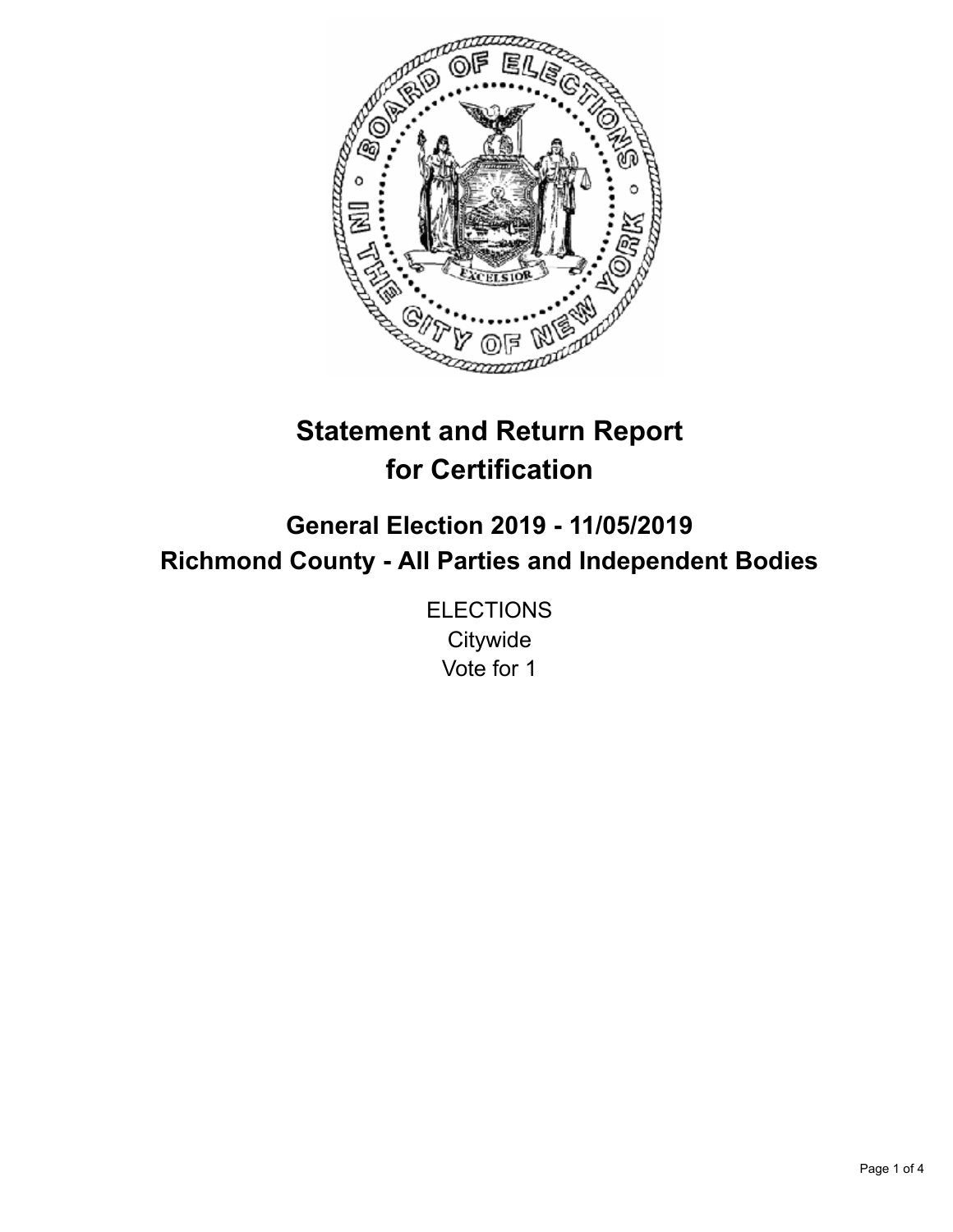# Statement and Return Report for Certification

## General Election 2019 - 11/05/2019
## Richmond County - All Parties and Independent Bodies

ELECTIONS
Citywide
Vote for 1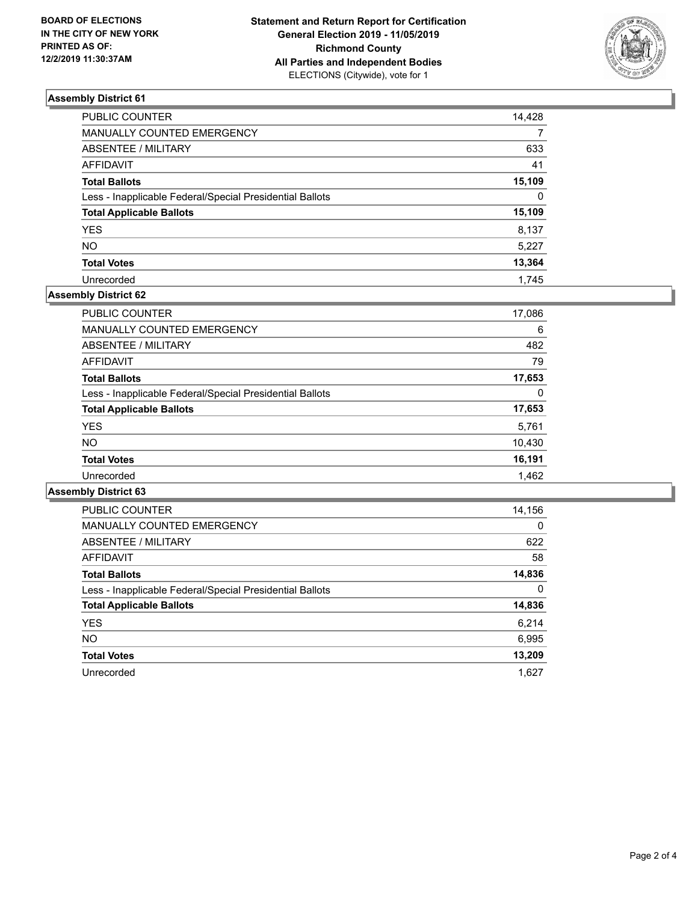BOARD OF ELECTIONS
IN THE CITY OF NEW YORK
PRINTED AS OF:
12/2/2019 11:30:37AM

**Statement and Return Report for Certification**
**General Election 2019 - 11/05/2019**
**Richmond County**
**All Parties and Independent Bodies**
ELECTIONS (Citywide), vote for 1

### Assembly District 61

| | |
|---|---|
| PUBLIC COUNTER | 14,428 |
| MANUALLY COUNTED EMERGENCY | 7 |
| ABSENTEE / MILITARY | 633 |
| AFFIDAVIT | 41 |
| **Total Ballots** | **15,109** |
| Less - Inapplicable Federal/Special Presidential Ballots | 0 |
| **Total Applicable Ballots** | **15,109** |
| YES | 8,137 |
| NO | 5,227 |
| **Total Votes** | **13,364** |
| Unrecorded | 1,745 |

### Assembly District 62

| | |
|---|---|
| PUBLIC COUNTER | 17,086 |
| MANUALLY COUNTED EMERGENCY | 6 |
| ABSENTEE / MILITARY | 482 |
| AFFIDAVIT | 79 |
| **Total Ballots** | **17,653** |
| Less - Inapplicable Federal/Special Presidential Ballots | 0 |
| **Total Applicable Ballots** | **17,653** |
| YES | 5,761 |
| NO | 10,430 |
| **Total Votes** | **16,191** |
| Unrecorded | 1,462 |

### Assembly District 63

| | |
|---|---|
| PUBLIC COUNTER | 14,156 |
| MANUALLY COUNTED EMERGENCY | 0 |
| ABSENTEE / MILITARY | 622 |
| AFFIDAVIT | 58 |
| **Total Ballots** | **14,836** |
| Less - Inapplicable Federal/Special Presidential Ballots | 0 |
| **Total Applicable Ballots** | **14,836** |
| YES | 6,214 |
| NO | 6,995 |
| **Total Votes** | **13,209** |
| Unrecorded | 1,627 |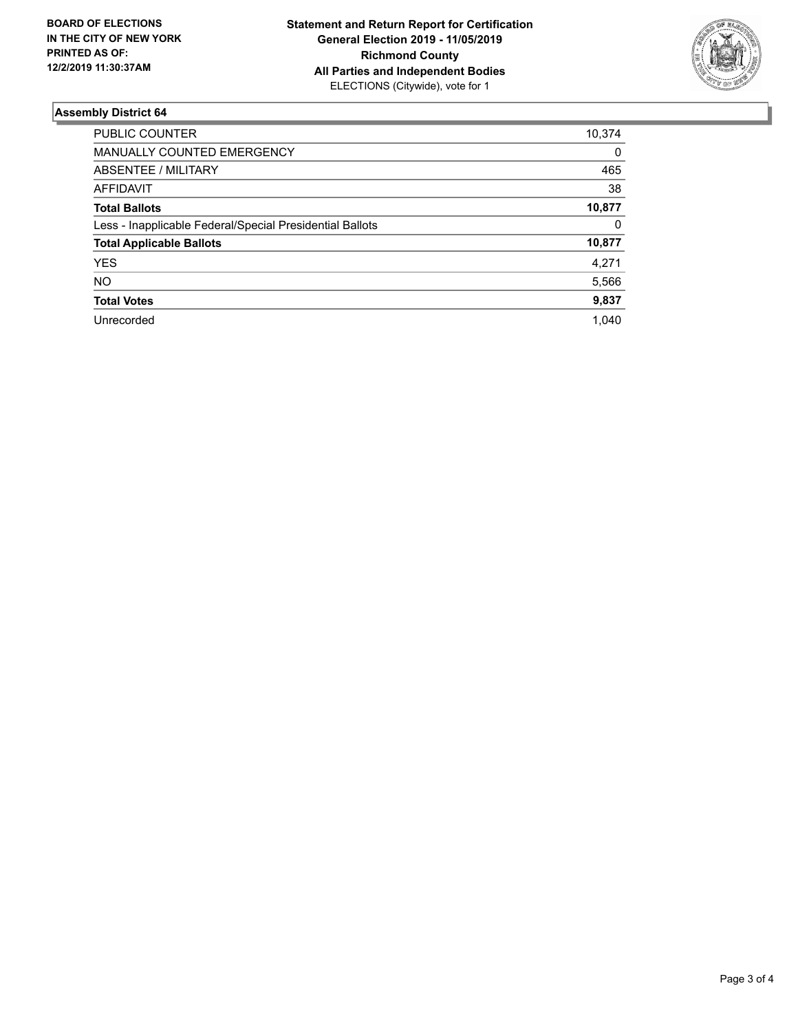**BOARD OF ELECTIONS IN THE CITY OF NEW YORK PRINTED AS OF: 12/2/2019 11:30:37AM**

**Statement and Return Report for Certification**
**General Election 2019 - 11/05/2019**
**Richmond County**
**All Parties and Independent Bodies**
ELECTIONS (Citywide), vote for 1

## Assembly District 64

| | |
|---|---|
| PUBLIC COUNTER | 10,374 |
| MANUALLY COUNTED EMERGENCY | 0 |
| ABSENTEE / MILITARY | 465 |
| AFFIDAVIT | 38 |
| **Total Ballots** | **10,877** |
| Less - Inapplicable Federal/Special Presidential Ballots | 0 |
| **Total Applicable Ballots** | **10,877** |
| YES | 4,271 |
| NO | 5,566 |
| **Total Votes** | **9,837** |
| Unrecorded | 1,040 |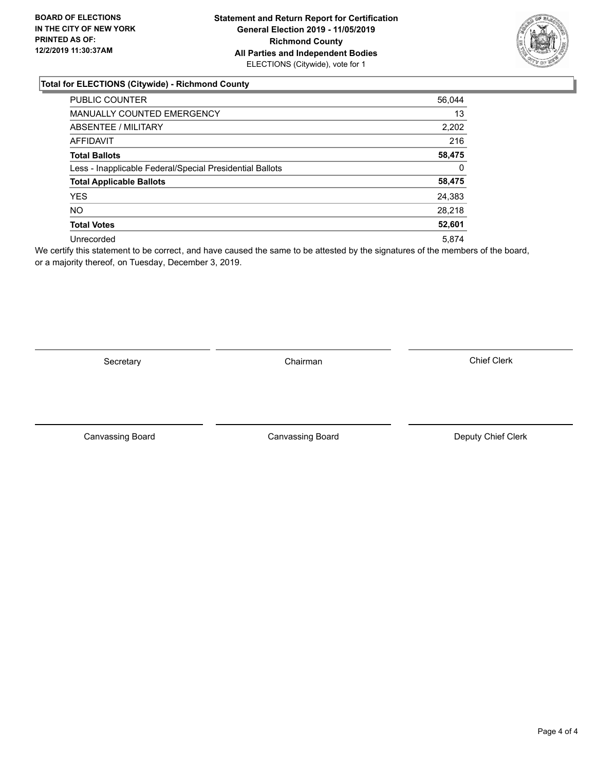**BOARD OF ELECTIONS**
**IN THE CITY OF NEW YORK**
**PRINTED AS OF:**
**12/2/2019 11:30:37AM**

**Statement and Return Report for Certification**
**General Election 2019 - 11/05/2019**
**Richmond County**
**All Parties and Independent Bodies**
ELECTIONS (Citywide), vote for 1

### Total for ELECTIONS (Citywide) - Richmond County

| | |
|---|---|
| PUBLIC COUNTER | 56,044 |
| MANUALLY COUNTED EMERGENCY | 13 |
| ABSENTEE / MILITARY | 2,202 |
| AFFIDAVIT | 216 |
| **Total Ballots** | **58,475** |
| Less - Inapplicable Federal/Special Presidential Ballots | 0 |
| **Total Applicable Ballots** | **58,475** |
| YES | 24,383 |
| NO | 28,218 |
| **Total Votes** | **52,601** |
| Unrecorded | 5,874 |

We certify this statement to be correct, and have caused the same to be attested by the signatures of the members of the board, or a majority thereof, on Tuesday, December 3, 2019.

Secretary

Chairman

Chief Clerk

Canvassing Board

Canvassing Board

Deputy Chief Clerk